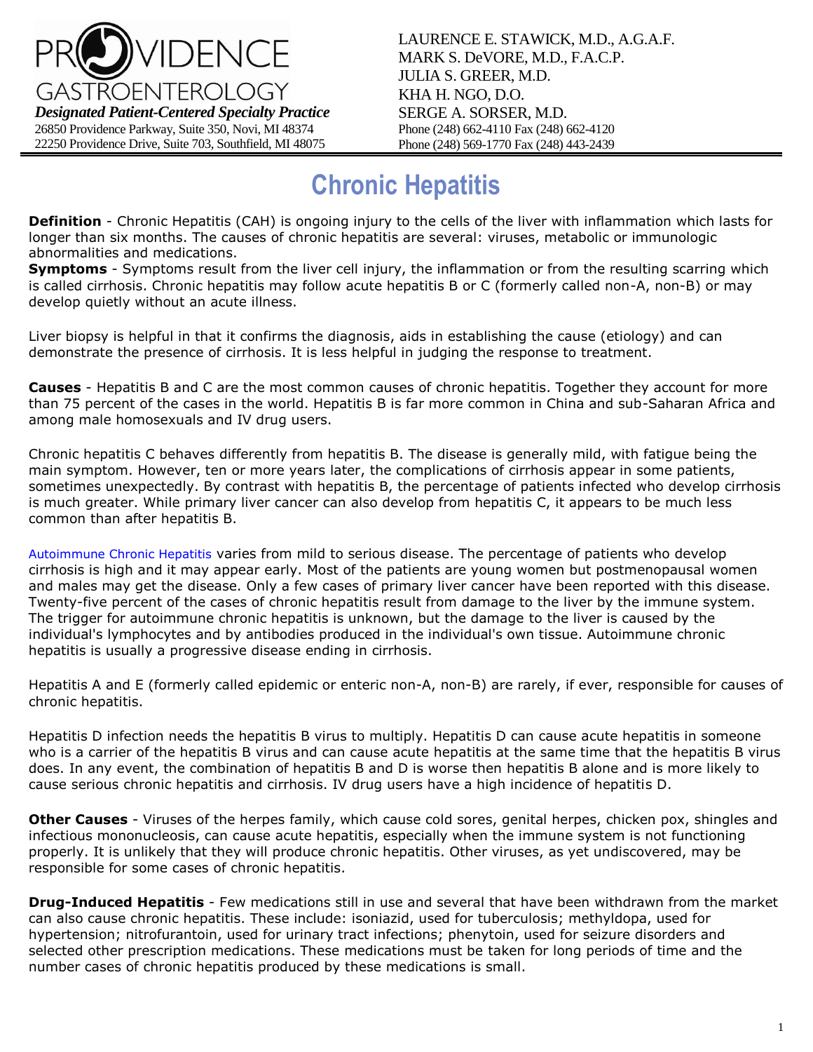PROVIDENCE GASTROENTEROLOGY

***Designated Patient-Centered Specialty Practice***

26850 Providence Parkway, Suite 350, Novi, MI 48374
22250 Providence Drive, Suite 703, Southfield, MI 48075

LAURENCE E. STAWICK, M.D., A.G.A.F.
MARK S. DeVORE, M.D., F.A.C.P.
JULIA S. GREER, M.D.
KHA H. NGO, D.O.
SERGE A. SORSER, M.D.
Phone (248) 662-4110 Fax (248) 662-4120
Phone (248) 569-1770 Fax (248) 443-2439

# Chronic Hepatitis

**Definition** - Chronic Hepatitis (CAH) is ongoing injury to the cells of the liver with inflammation which lasts for longer than six months. The causes of chronic hepatitis are several: viruses, metabolic or immunologic abnormalities and medications.

**Symptoms** - Symptoms result from the liver cell injury, the inflammation or from the resulting scarring which is called cirrhosis. Chronic hepatitis may follow acute hepatitis B or C (formerly called non-A, non-B) or may develop quietly without an acute illness.

Liver biopsy is helpful in that it confirms the diagnosis, aids in establishing the cause (etiology) and can demonstrate the presence of cirrhosis. It is less helpful in judging the response to treatment.

**Causes** - Hepatitis B and C are the most common causes of chronic hepatitis. Together they account for more than 75 percent of the cases in the world. Hepatitis B is far more common in China and sub-Saharan Africa and among male homosexuals and IV drug users.

Chronic hepatitis C behaves differently from hepatitis B. The disease is generally mild, with fatigue being the main symptom. However, ten or more years later, the complications of cirrhosis appear in some patients, sometimes unexpectedly. By contrast with hepatitis B, the percentage of patients infected who develop cirrhosis is much greater. While primary liver cancer can also develop from hepatitis C, it appears to be much less common than after hepatitis B.

Autoimmune Chronic Hepatitis varies from mild to serious disease. The percentage of patients who develop cirrhosis is high and it may appear early. Most of the patients are young women but postmenopausal women and males may get the disease. Only a few cases of primary liver cancer have been reported with this disease. Twenty-five percent of the cases of chronic hepatitis result from damage to the liver by the immune system. The trigger for autoimmune chronic hepatitis is unknown, but the damage to the liver is caused by the individual's lymphocytes and by antibodies produced in the individual's own tissue. Autoimmune chronic hepatitis is usually a progressive disease ending in cirrhosis.

Hepatitis A and E (formerly called epidemic or enteric non-A, non-B) are rarely, if ever, responsible for causes of chronic hepatitis.

Hepatitis D infection needs the hepatitis B virus to multiply. Hepatitis D can cause acute hepatitis in someone who is a carrier of the hepatitis B virus and can cause acute hepatitis at the same time that the hepatitis B virus does. In any event, the combination of hepatitis B and D is worse then hepatitis B alone and is more likely to cause serious chronic hepatitis and cirrhosis. IV drug users have a high incidence of hepatitis D.

**Other Causes** - Viruses of the herpes family, which cause cold sores, genital herpes, chicken pox, shingles and infectious mononucleosis, can cause acute hepatitis, especially when the immune system is not functioning properly. It is unlikely that they will produce chronic hepatitis. Other viruses, as yet undiscovered, may be responsible for some cases of chronic hepatitis.

**Drug-Induced Hepatitis** - Few medications still in use and several that have been withdrawn from the market can also cause chronic hepatitis. These include: isoniazid, used for tuberculosis; methyldopa, used for hypertension; nitrofurantoin, used for urinary tract infections; phenytoin, used for seizure disorders and selected other prescription medications. These medications must be taken for long periods of time and the number cases of chronic hepatitis produced by these medications is small.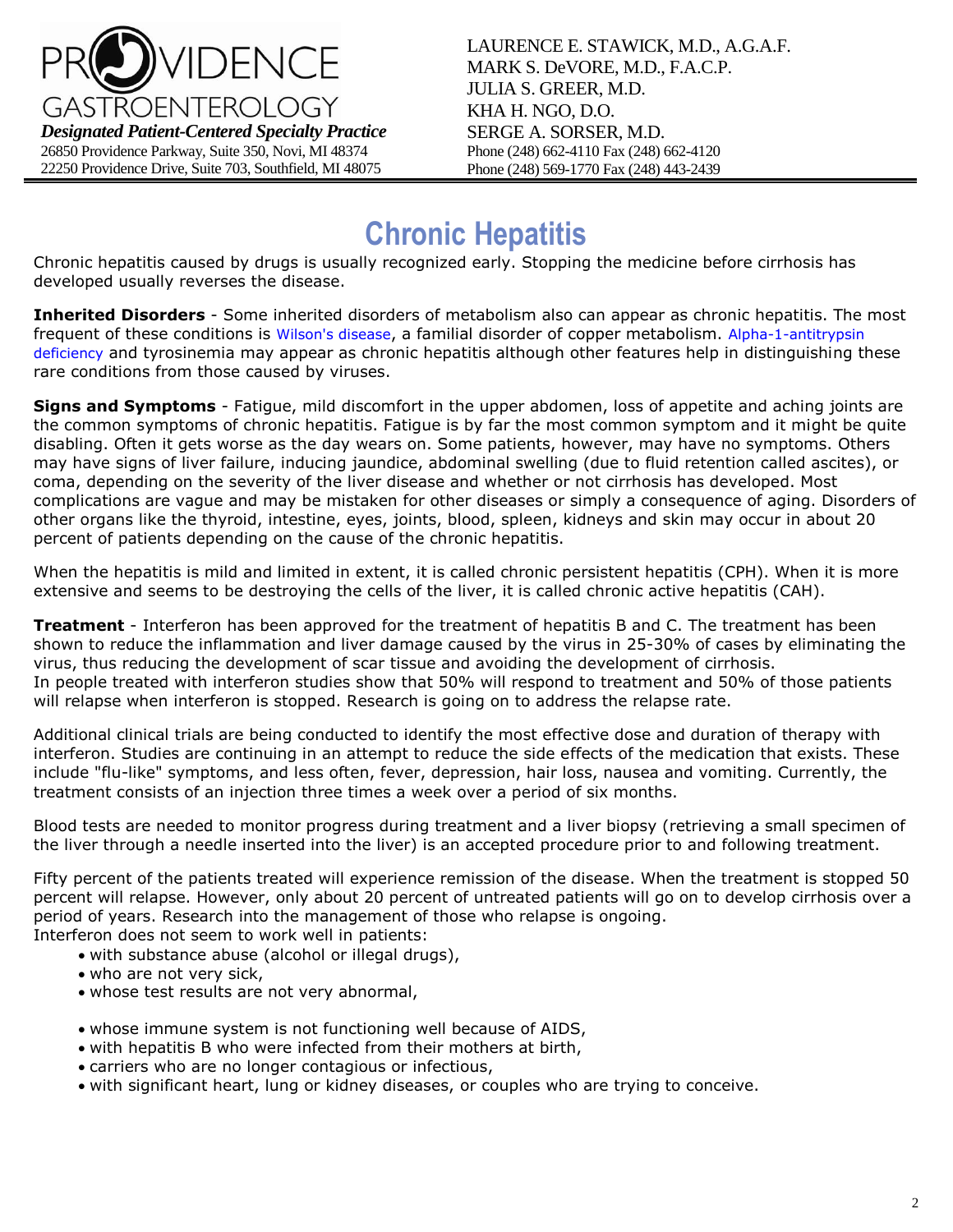# Chronic Hepatitis

Chronic hepatitis caused by drugs is usually recognized early. Stopping the medicine before cirrhosis has developed usually reverses the disease.

**Inherited Disorders** - Some inherited disorders of metabolism also can appear as chronic hepatitis. The most frequent of these conditions is Wilson's disease, a familial disorder of copper metabolism. Alpha-1-antitrypsin deficiency and tyrosinemia may appear as chronic hepatitis although other features help in distinguishing these rare conditions from those caused by viruses.

**Signs and Symptoms** - Fatigue, mild discomfort in the upper abdomen, loss of appetite and aching joints are the common symptoms of chronic hepatitis. Fatigue is by far the most common symptom and it might be quite disabling. Often it gets worse as the day wears on. Some patients, however, may have no symptoms. Others may have signs of liver failure, inducing jaundice, abdominal swelling (due to fluid retention called ascites), or coma, depending on the severity of the liver disease and whether or not cirrhosis has developed. Most complications are vague and may be mistaken for other diseases or simply a consequence of aging. Disorders of other organs like the thyroid, intestine, eyes, joints, blood, spleen, kidneys and skin may occur in about 20 percent of patients depending on the cause of the chronic hepatitis.

When the hepatitis is mild and limited in extent, it is called chronic persistent hepatitis (CPH). When it is more extensive and seems to be destroying the cells of the liver, it is called chronic active hepatitis (CAH).

**Treatment** - Interferon has been approved for the treatment of hepatitis B and C. The treatment has been shown to reduce the inflammation and liver damage caused by the virus in 25-30% of cases by eliminating the virus, thus reducing the development of scar tissue and avoiding the development of cirrhosis.
In people treated with interferon studies show that 50% will respond to treatment and 50% of those patients will relapse when interferon is stopped. Research is going on to address the relapse rate.

Additional clinical trials are being conducted to identify the most effective dose and duration of therapy with interferon. Studies are continuing in an attempt to reduce the side effects of the medication that exists. These include "flu-like" symptoms, and less often, fever, depression, hair loss, nausea and vomiting. Currently, the treatment consists of an injection three times a week over a period of six months.

Blood tests are needed to monitor progress during treatment and a liver biopsy (retrieving a small specimen of the liver through a needle inserted into the liver) is an accepted procedure prior to and following treatment.

Fifty percent of the patients treated will experience remission of the disease. When the treatment is stopped 50 percent will relapse. However, only about 20 percent of untreated patients will go on to develop cirrhosis over a period of years. Research into the management of those who relapse is ongoing.
Interferon does not seem to work well in patients:

- with substance abuse (alcohol or illegal drugs),
- who are not very sick,
- whose test results are not very abnormal,
- whose immune system is not functioning well because of AIDS,
- with hepatitis B who were infected from their mothers at birth,
- carriers who are no longer contagious or infectious,
- with significant heart, lung or kidney diseases, or couples who are trying to conceive.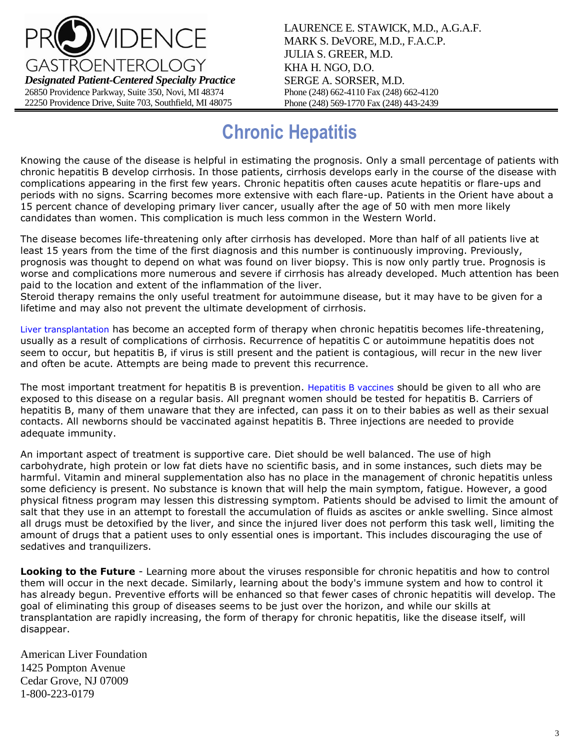# Chronic Hepatitis

Knowing the cause of the disease is helpful in estimating the prognosis. Only a small percentage of patients with chronic hepatitis B develop cirrhosis. In those patients, cirrhosis develops early in the course of the disease with complications appearing in the first few years. Chronic hepatitis often causes acute hepatitis or flare-ups and periods with no signs. Scarring becomes more extensive with each flare-up. Patients in the Orient have about a 15 percent chance of developing primary liver cancer, usually after the age of 50 with men more likely candidates than women. This complication is much less common in the Western World.

The disease becomes life-threatening only after cirrhosis has developed. More than half of all patients live at least 15 years from the time of the first diagnosis and this number is continuously improving. Previously, prognosis was thought to depend on what was found on liver biopsy. This is now only partly true. Prognosis is worse and complications more numerous and severe if cirrhosis has already developed. Much attention has been paid to the location and extent of the inflammation of the liver.
Steroid therapy remains the only useful treatment for autoimmune disease, but it may have to be given for a lifetime and may also not prevent the ultimate development of cirrhosis.

Liver transplantation has become an accepted form of therapy when chronic hepatitis becomes life-threatening, usually as a result of complications of cirrhosis. Recurrence of hepatitis C or autoimmune hepatitis does not seem to occur, but hepatitis B, if virus is still present and the patient is contagious, will recur in the new liver and often be acute. Attempts are being made to prevent this recurrence.

The most important treatment for hepatitis B is prevention. Hepatitis B vaccines should be given to all who are exposed to this disease on a regular basis. All pregnant women should be tested for hepatitis B. Carriers of hepatitis B, many of them unaware that they are infected, can pass it on to their babies as well as their sexual contacts. All newborns should be vaccinated against hepatitis B. Three injections are needed to provide adequate immunity.

An important aspect of treatment is supportive care. Diet should be well balanced. The use of high carbohydrate, high protein or low fat diets have no scientific basis, and in some instances, such diets may be harmful. Vitamin and mineral supplementation also has no place in the management of chronic hepatitis unless some deficiency is present. No substance is known that will help the main symptom, fatigue. However, a good physical fitness program may lessen this distressing symptom. Patients should be advised to limit the amount of salt that they use in an attempt to forestall the accumulation of fluids as ascites or ankle swelling. Since almost all drugs must be detoxified by the liver, and since the injured liver does not perform this task well, limiting the amount of drugs that a patient uses to only essential ones is important. This includes discouraging the use of sedatives and tranquilizers.

**Looking to the Future** - Learning more about the viruses responsible for chronic hepatitis and how to control them will occur in the next decade. Similarly, learning about the body's immune system and how to control it has already begun. Preventive efforts will be enhanced so that fewer cases of chronic hepatitis will develop. The goal of eliminating this group of diseases seems to be just over the horizon, and while our skills at transplantation are rapidly increasing, the form of therapy for chronic hepatitis, like the disease itself, will disappear.

American Liver Foundation
1425 Pompton Avenue
Cedar Grove, NJ 07009
1-800-223-0179